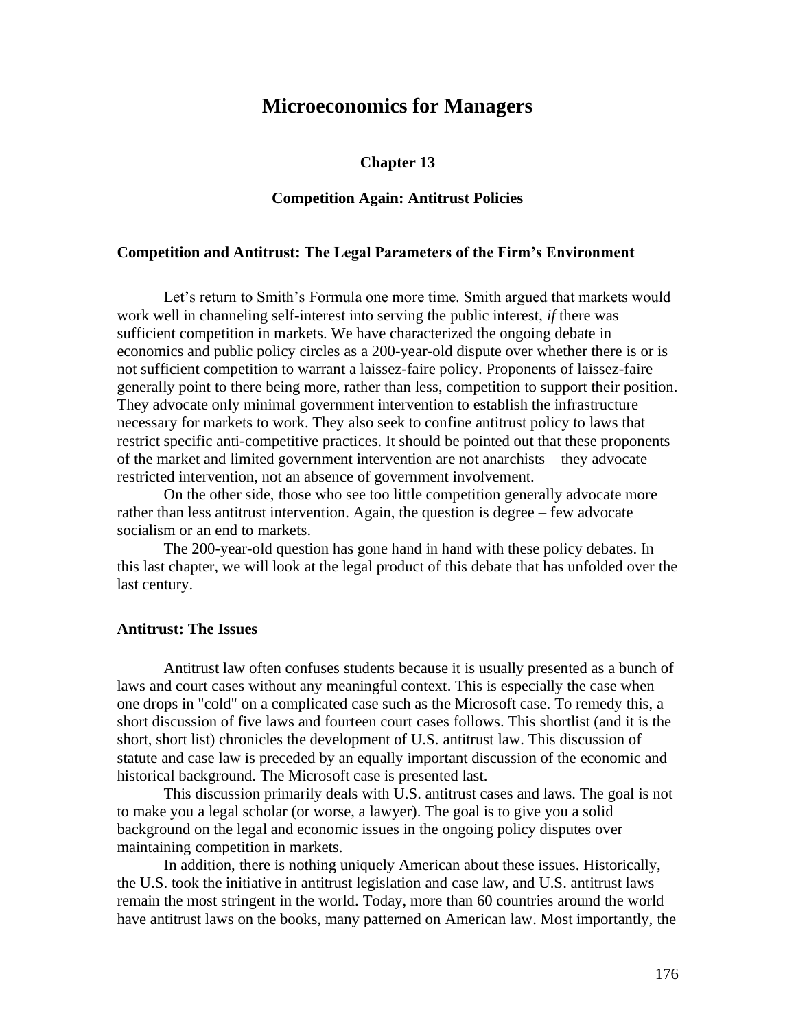# Microeconomics for Managers

### Chapter 13

### Competition Again: Antitrust Policies

## Competition and Antitrust: The Legal Parameters of the Firm's Environment

Let's return to Smith's Formula one more time. Smith argued that markets would work well in channeling self-interest into serving the public interest, *if* there was sufficient competition in markets. We have characterized the ongoing debate in economics and public policy circles as a 200-year-old dispute over whether there is or is not sufficient competition to warrant a laissez-faire policy. Proponents of laissez-faire generally point to there being more, rather than less, competition to support their position. They advocate only minimal government intervention to establish the infrastructure necessary for markets to work. They also seek to confine antitrust policy to laws that restrict specific anti-competitive practices. It should be pointed out that these proponents of the market and limited government intervention are not anarchists – they advocate restricted intervention, not an absence of government involvement.

On the other side, those who see too little competition generally advocate more rather than less antitrust intervention. Again, the question is degree – few advocate socialism or an end to markets.

The 200-year-old question has gone hand in hand with these policy debates. In this last chapter, we will look at the legal product of this debate that has unfolded over the last century.

## Antitrust: The Issues

Antitrust law often confuses students because it is usually presented as a bunch of laws and court cases without any meaningful context. This is especially the case when one drops in "cold" on a complicated case such as the Microsoft case. To remedy this, a short discussion of five laws and fourteen court cases follows. This shortlist (and it is the short, short list) chronicles the development of U.S. antitrust law. This discussion of statute and case law is preceded by an equally important discussion of the economic and historical background. The Microsoft case is presented last.

This discussion primarily deals with U.S. antitrust cases and laws. The goal is not to make you a legal scholar (or worse, a lawyer). The goal is to give you a solid background on the legal and economic issues in the ongoing policy disputes over maintaining competition in markets.

In addition, there is nothing uniquely American about these issues. Historically, the U.S. took the initiative in antitrust legislation and case law, and U.S. antitrust laws remain the most stringent in the world. Today, more than 60 countries around the world have antitrust laws on the books, many patterned on American law. Most importantly, the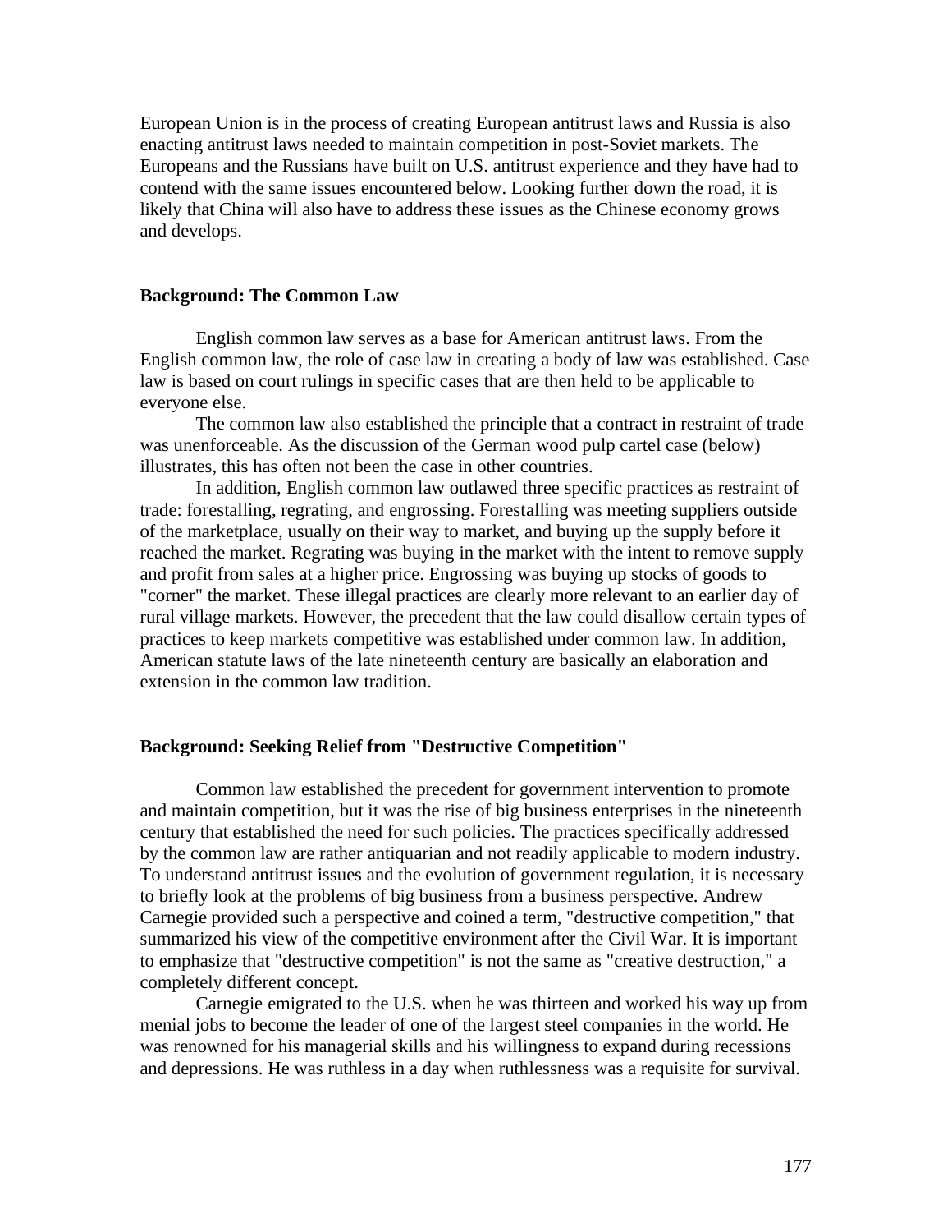European Union is in the process of creating European antitrust laws and Russia is also enacting antitrust laws needed to maintain competition in post-Soviet markets. The Europeans and the Russians have built on U.S. antitrust experience and they have had to contend with the same issues encountered below. Looking further down the road, it is likely that China will also have to address these issues as the Chinese economy grows and develops.

### Background: The Common Law

English common law serves as a base for American antitrust laws. From the English common law, the role of case law in creating a body of law was established. Case law is based on court rulings in specific cases that are then held to be applicable to everyone else.

The common law also established the principle that a contract in restraint of trade was unenforceable. As the discussion of the German wood pulp cartel case (below) illustrates, this has often not been the case in other countries.

In addition, English common law outlawed three specific practices as restraint of trade: forestalling, regrating, and engrossing. Forestalling was meeting suppliers outside of the marketplace, usually on their way to market, and buying up the supply before it reached the market. Regrating was buying in the market with the intent to remove supply and profit from sales at a higher price. Engrossing was buying up stocks of goods to "corner" the market. These illegal practices are clearly more relevant to an earlier day of rural village markets. However, the precedent that the law could disallow certain types of practices to keep markets competitive was established under common law. In addition, American statute laws of the late nineteenth century are basically an elaboration and extension in the common law tradition.

### Background: Seeking Relief from "Destructive Competition"

Common law established the precedent for government intervention to promote and maintain competition, but it was the rise of big business enterprises in the nineteenth century that established the need for such policies. The practices specifically addressed by the common law are rather antiquarian and not readily applicable to modern industry. To understand antitrust issues and the evolution of government regulation, it is necessary to briefly look at the problems of big business from a business perspective. Andrew Carnegie provided such a perspective and coined a term, "destructive competition," that summarized his view of the competitive environment after the Civil War. It is important to emphasize that "destructive competition" is not the same as "creative destruction," a completely different concept.

Carnegie emigrated to the U.S. when he was thirteen and worked his way up from menial jobs to become the leader of one of the largest steel companies in the world. He was renowned for his managerial skills and his willingness to expand during recessions and depressions. He was ruthless in a day when ruthlessness was a requisite for survival.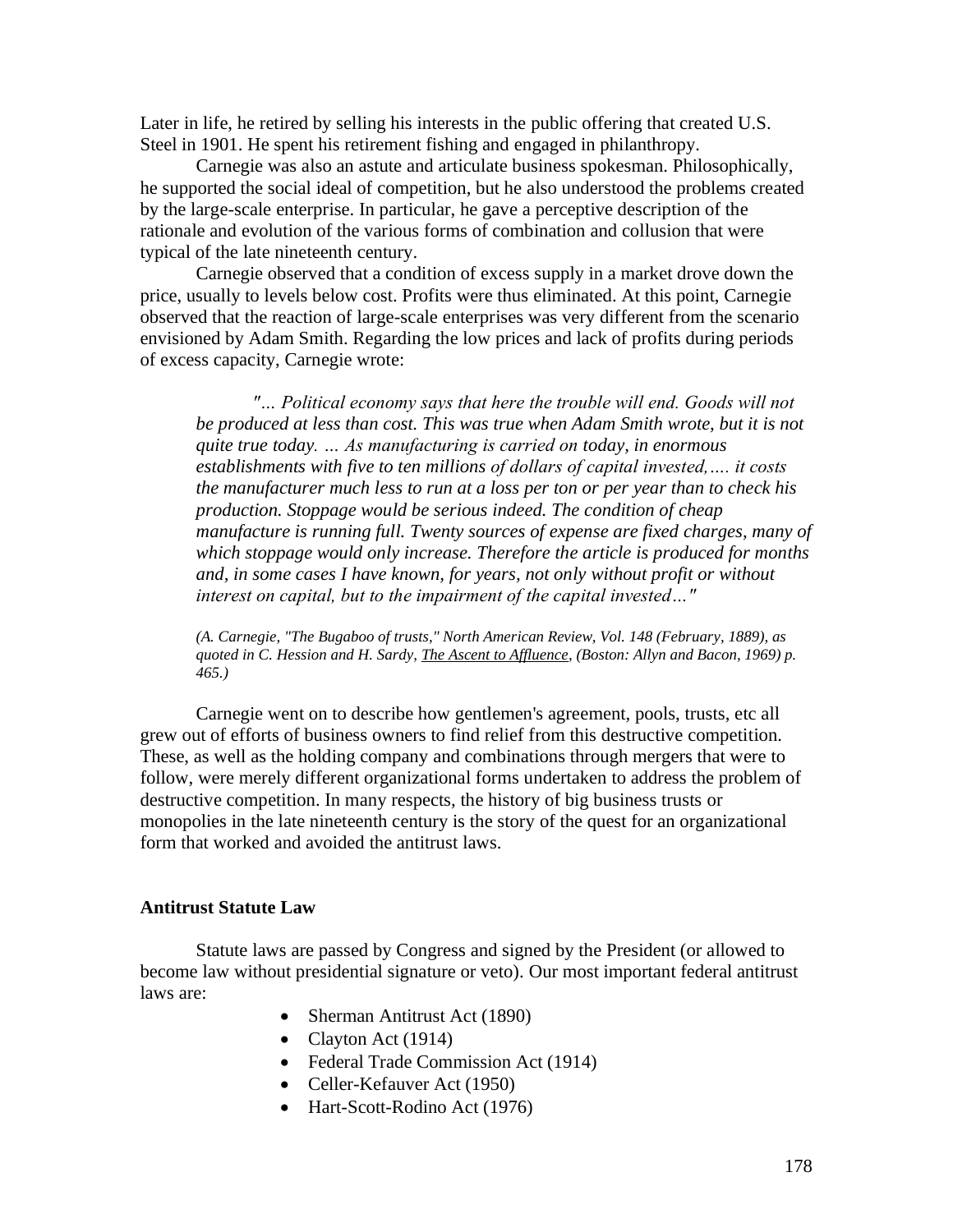Later in life, he retired by selling his interests in the public offering that created U.S. Steel in 1901. He spent his retirement fishing and engaged in philanthropy.

Carnegie was also an astute and articulate business spokesman. Philosophically, he supported the social ideal of competition, but he also understood the problems created by the large-scale enterprise. In particular, he gave a perceptive description of the rationale and evolution of the various forms of combination and collusion that were typical of the late nineteenth century.

Carnegie observed that a condition of excess supply in a market drove down the price, usually to levels below cost. Profits were thus eliminated. At this point, Carnegie observed that the reaction of large-scale enterprises was very different from the scenario envisioned by Adam Smith. Regarding the low prices and lack of profits during periods of excess capacity, Carnegie wrote:

> *"… Political economy says that here the trouble will end. Goods will not be produced at less than cost. This was true when Adam Smith wrote, but it is not quite true today. … As manufacturing is carried on today, in enormous establishments with five to ten millions of dollars of capital invested,…. it costs the manufacturer much less to run at a loss per ton or per year than to check his production. Stoppage would be serious indeed. The condition of cheap manufacture is running full. Twenty sources of expense are fixed charges, many of which stoppage would only increase. Therefore the article is produced for months and, in some cases I have known, for years, not only without profit or without interest on capital, but to the impairment of the capital invested…"*
>
> *(A. Carnegie, "The Bugaboo of trusts," North American Review, Vol. 148 (February, 1889), as quoted in C. Hession and H. Sardy, The Ascent to Affluence, (Boston: Allyn and Bacon, 1969) p. 465.)*

Carnegie went on to describe how gentlemen's agreement, pools, trusts, etc all grew out of efforts of business owners to find relief from this destructive competition. These, as well as the holding company and combinations through mergers that were to follow, were merely different organizational forms undertaken to address the problem of destructive competition. In many respects, the history of big business trusts or monopolies in the late nineteenth century is the story of the quest for an organizational form that worked and avoided the antitrust laws.

### Antitrust Statute Law

Statute laws are passed by Congress and signed by the President (or allowed to become law without presidential signature or veto). Our most important federal antitrust laws are:

- Sherman Antitrust Act (1890)
- Clayton Act (1914)
- Federal Trade Commission Act (1914)
- Celler-Kefauver Act (1950)
- Hart-Scott-Rodino Act (1976)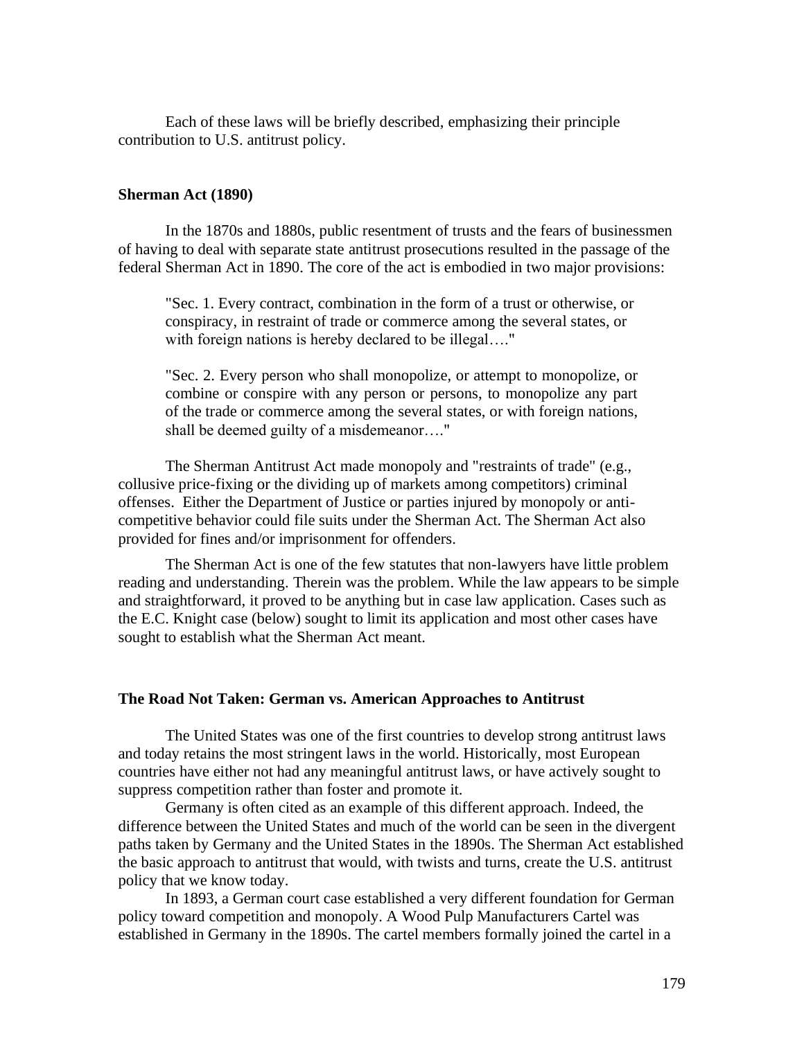Each of these laws will be briefly described, emphasizing their principle contribution to U.S. antitrust policy.

## Sherman Act (1890)

In the 1870s and 1880s, public resentment of trusts and the fears of businessmen of having to deal with separate state antitrust prosecutions resulted in the passage of the federal Sherman Act in 1890. The core of the act is embodied in two major provisions:

> "Sec. 1. Every contract, combination in the form of a trust or otherwise, or conspiracy, in restraint of trade or commerce among the several states, or with foreign nations is hereby declared to be illegal…."
>
> "Sec. 2. Every person who shall monopolize, or attempt to monopolize, or combine or conspire with any person or persons, to monopolize any part of the trade or commerce among the several states, or with foreign nations, shall be deemed guilty of a misdemeanor…."

The Sherman Antitrust Act made monopoly and "restraints of trade" (e.g., collusive price-fixing or the dividing up of markets among competitors) criminal offenses. Either the Department of Justice or parties injured by monopoly or anti-competitive behavior could file suits under the Sherman Act. The Sherman Act also provided for fines and/or imprisonment for offenders.

The Sherman Act is one of the few statutes that non-lawyers have little problem reading and understanding. Therein was the problem. While the law appears to be simple and straightforward, it proved to be anything but in case law application. Cases such as the E.C. Knight case (below) sought to limit its application and most other cases have sought to establish what the Sherman Act meant.

## The Road Not Taken: German vs. American Approaches to Antitrust

The United States was one of the first countries to develop strong antitrust laws and today retains the most stringent laws in the world. Historically, most European countries have either not had any meaningful antitrust laws, or have actively sought to suppress competition rather than foster and promote it.

Germany is often cited as an example of this different approach. Indeed, the difference between the United States and much of the world can be seen in the divergent paths taken by Germany and the United States in the 1890s. The Sherman Act established the basic approach to antitrust that would, with twists and turns, create the U.S. antitrust policy that we know today.

In 1893, a German court case established a very different foundation for German policy toward competition and monopoly. A Wood Pulp Manufacturers Cartel was established in Germany in the 1890s. The cartel members formally joined the cartel in a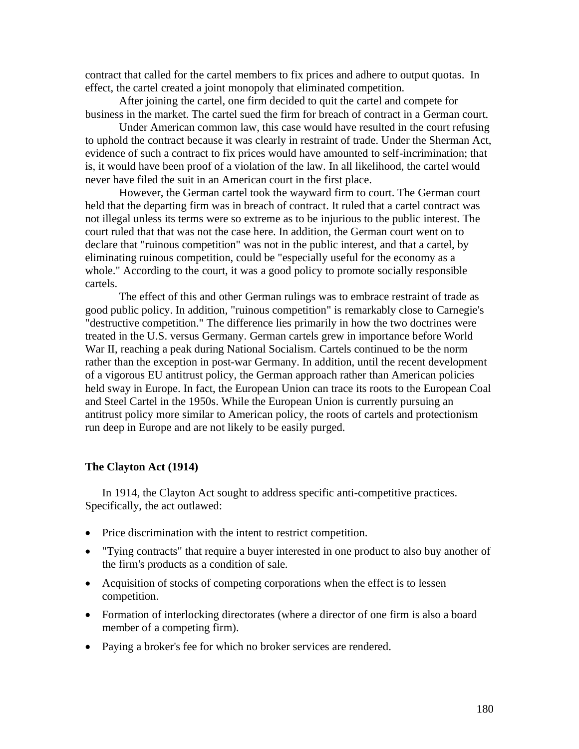contract that called for the cartel members to fix prices and adhere to output quotas. In effect, the cartel created a joint monopoly that eliminated competition.

After joining the cartel, one firm decided to quit the cartel and compete for business in the market. The cartel sued the firm for breach of contract in a German court.

Under American common law, this case would have resulted in the court refusing to uphold the contract because it was clearly in restraint of trade. Under the Sherman Act, evidence of such a contract to fix prices would have amounted to self-incrimination; that is, it would have been proof of a violation of the law. In all likelihood, the cartel would never have filed the suit in an American court in the first place.

However, the German cartel took the wayward firm to court. The German court held that the departing firm was in breach of contract. It ruled that a cartel contract was not illegal unless its terms were so extreme as to be injurious to the public interest. The court ruled that that was not the case here. In addition, the German court went on to declare that "ruinous competition" was not in the public interest, and that a cartel, by eliminating ruinous competition, could be "especially useful for the economy as a whole." According to the court, it was a good policy to promote socially responsible cartels.

The effect of this and other German rulings was to embrace restraint of trade as good public policy. In addition, "ruinous competition" is remarkably close to Carnegie's "destructive competition." The difference lies primarily in how the two doctrines were treated in the U.S. versus Germany. German cartels grew in importance before World War II, reaching a peak during National Socialism. Cartels continued to be the norm rather than the exception in post-war Germany. In addition, until the recent development of a vigorous EU antitrust policy, the German approach rather than American policies held sway in Europe. In fact, the European Union can trace its roots to the European Coal and Steel Cartel in the 1950s. While the European Union is currently pursuing an antitrust policy more similar to American policy, the roots of cartels and protectionism run deep in Europe and are not likely to be easily purged.

### The Clayton Act (1914)

In 1914, the Clayton Act sought to address specific anti-competitive practices. Specifically, the act outlawed:

- Price discrimination with the intent to restrict competition.
- "Tying contracts" that require a buyer interested in one product to also buy another of the firm's products as a condition of sale.
- Acquisition of stocks of competing corporations when the effect is to lessen competition.
- Formation of interlocking directorates (where a director of one firm is also a board member of a competing firm).
- Paying a broker's fee for which no broker services are rendered.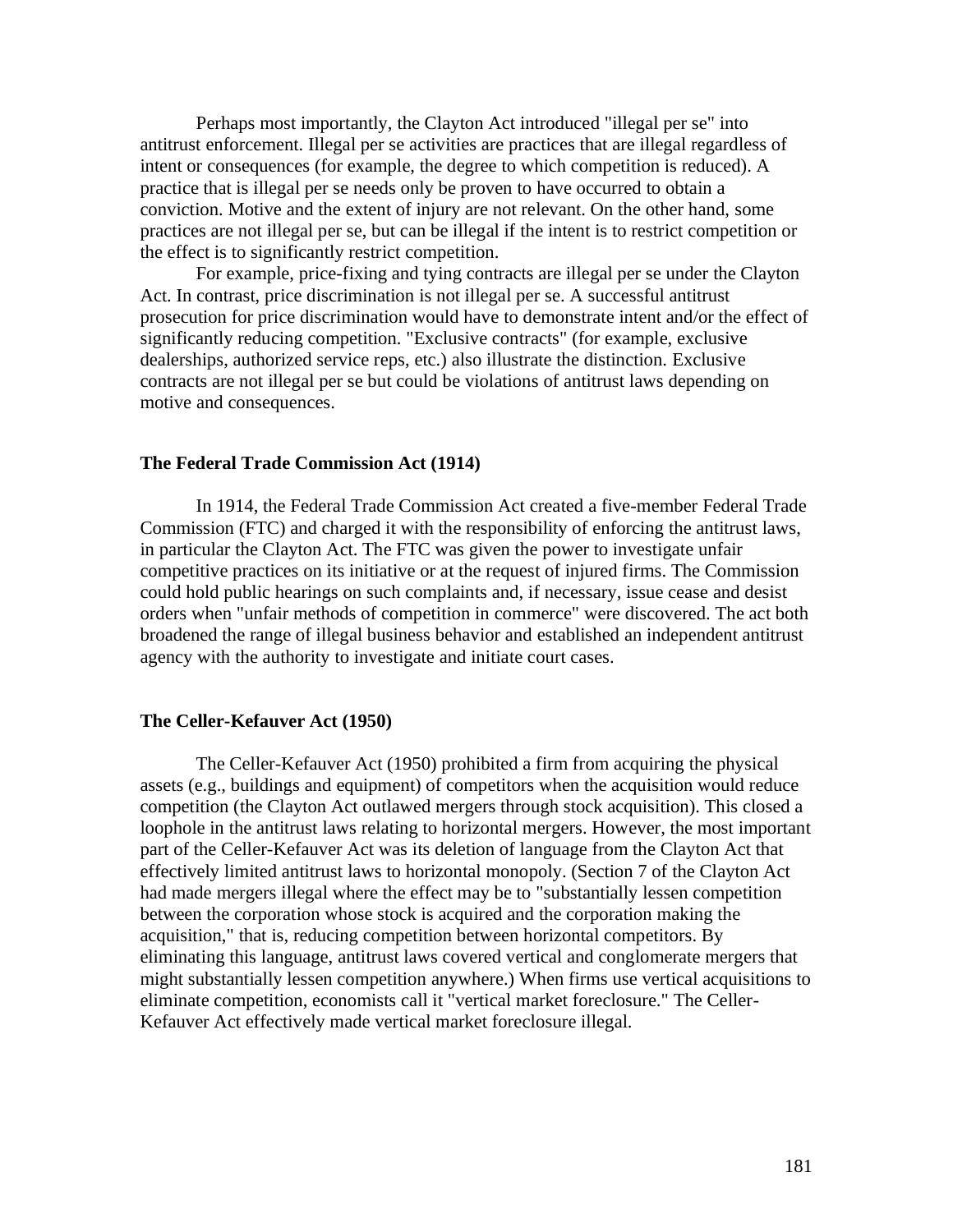Perhaps most importantly, the Clayton Act introduced "illegal per se" into antitrust enforcement. Illegal per se activities are practices that are illegal regardless of intent or consequences (for example, the degree to which competition is reduced). A practice that is illegal per se needs only be proven to have occurred to obtain a conviction. Motive and the extent of injury are not relevant. On the other hand, some practices are not illegal per se, but can be illegal if the intent is to restrict competition or the effect is to significantly restrict competition.

For example, price-fixing and tying contracts are illegal per se under the Clayton Act. In contrast, price discrimination is not illegal per se. A successful antitrust prosecution for price discrimination would have to demonstrate intent and/or the effect of significantly reducing competition. "Exclusive contracts" (for example, exclusive dealerships, authorized service reps, etc.) also illustrate the distinction. Exclusive contracts are not illegal per se but could be violations of antitrust laws depending on motive and consequences.

### The Federal Trade Commission Act (1914)

In 1914, the Federal Trade Commission Act created a five-member Federal Trade Commission (FTC) and charged it with the responsibility of enforcing the antitrust laws, in particular the Clayton Act. The FTC was given the power to investigate unfair competitive practices on its initiative or at the request of injured firms. The Commission could hold public hearings on such complaints and, if necessary, issue cease and desist orders when "unfair methods of competition in commerce" were discovered. The act both broadened the range of illegal business behavior and established an independent antitrust agency with the authority to investigate and initiate court cases.

### The Celler-Kefauver Act (1950)

The Celler-Kefauver Act (1950) prohibited a firm from acquiring the physical assets (e.g., buildings and equipment) of competitors when the acquisition would reduce competition (the Clayton Act outlawed mergers through stock acquisition). This closed a loophole in the antitrust laws relating to horizontal mergers. However, the most important part of the Celler-Kefauver Act was its deletion of language from the Clayton Act that effectively limited antitrust laws to horizontal monopoly. (Section 7 of the Clayton Act had made mergers illegal where the effect may be to "substantially lessen competition between the corporation whose stock is acquired and the corporation making the acquisition," that is, reducing competition between horizontal competitors. By eliminating this language, antitrust laws covered vertical and conglomerate mergers that might substantially lessen competition anywhere.) When firms use vertical acquisitions to eliminate competition, economists call it "vertical market foreclosure." The Celler-Kefauver Act effectively made vertical market foreclosure illegal.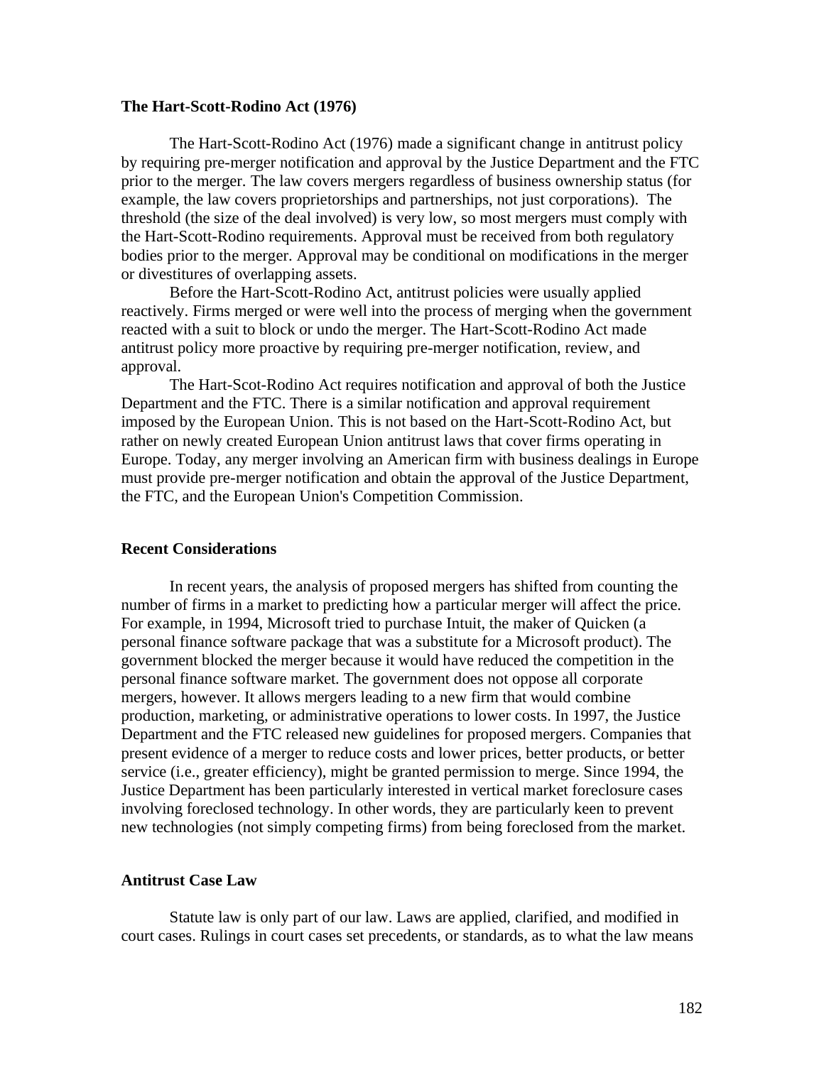**The Hart-Scott-Rodino Act (1976)**

The Hart-Scott-Rodino Act (1976) made a significant change in antitrust policy by requiring pre-merger notification and approval by the Justice Department and the FTC prior to the merger. The law covers mergers regardless of business ownership status (for example, the law covers proprietorships and partnerships, not just corporations). The threshold (the size of the deal involved) is very low, so most mergers must comply with the Hart-Scott-Rodino requirements. Approval must be received from both regulatory bodies prior to the merger. Approval may be conditional on modifications in the merger or divestitures of overlapping assets.

Before the Hart-Scott-Rodino Act, antitrust policies were usually applied reactively. Firms merged or were well into the process of merging when the government reacted with a suit to block or undo the merger. The Hart-Scott-Rodino Act made antitrust policy more proactive by requiring pre-merger notification, review, and approval.

The Hart-Scot-Rodino Act requires notification and approval of both the Justice Department and the FTC. There is a similar notification and approval requirement imposed by the European Union. This is not based on the Hart-Scott-Rodino Act, but rather on newly created European Union antitrust laws that cover firms operating in Europe. Today, any merger involving an American firm with business dealings in Europe must provide pre-merger notification and obtain the approval of the Justice Department, the FTC, and the European Union's Competition Commission.

**Recent Considerations**

In recent years, the analysis of proposed mergers has shifted from counting the number of firms in a market to predicting how a particular merger will affect the price. For example, in 1994, Microsoft tried to purchase Intuit, the maker of Quicken (a personal finance software package that was a substitute for a Microsoft product). The government blocked the merger because it would have reduced the competition in the personal finance software market. The government does not oppose all corporate mergers, however. It allows mergers leading to a new firm that would combine production, marketing, or administrative operations to lower costs. In 1997, the Justice Department and the FTC released new guidelines for proposed mergers. Companies that present evidence of a merger to reduce costs and lower prices, better products, or better service (i.e., greater efficiency), might be granted permission to merge. Since 1994, the Justice Department has been particularly interested in vertical market foreclosure cases involving foreclosed technology. In other words, they are particularly keen to prevent new technologies (not simply competing firms) from being foreclosed from the market.

**Antitrust Case Law**

Statute law is only part of our law. Laws are applied, clarified, and modified in court cases. Rulings in court cases set precedents, or standards, as to what the law means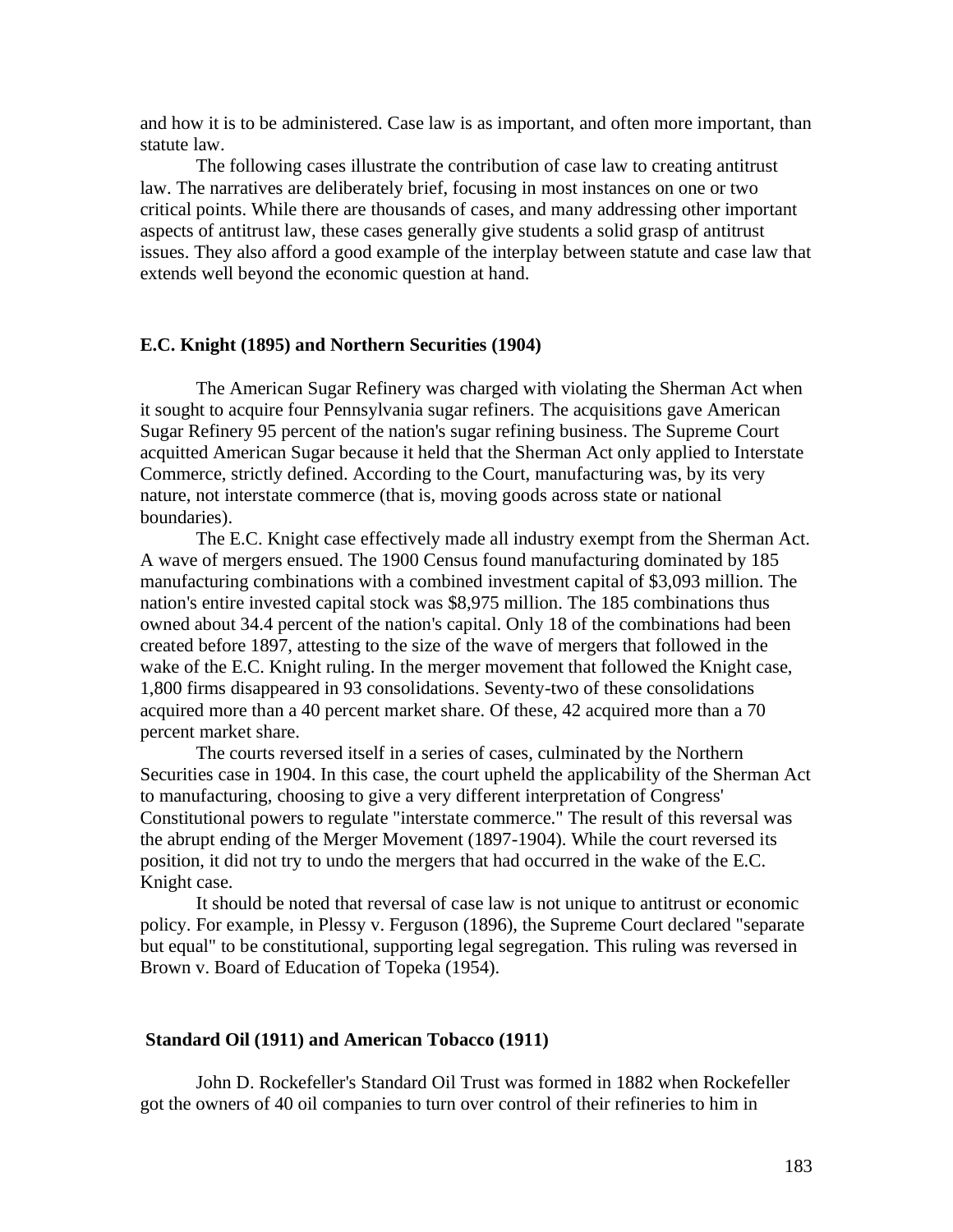and how it is to be administered. Case law is as important, and often more important, than statute law.

The following cases illustrate the contribution of case law to creating antitrust law. The narratives are deliberately brief, focusing in most instances on one or two critical points. While there are thousands of cases, and many addressing other important aspects of antitrust law, these cases generally give students a solid grasp of antitrust issues. They also afford a good example of the interplay between statute and case law that extends well beyond the economic question at hand.

**E.C. Knight (1895) and Northern Securities (1904)**

The American Sugar Refinery was charged with violating the Sherman Act when it sought to acquire four Pennsylvania sugar refiners. The acquisitions gave American Sugar Refinery 95 percent of the nation's sugar refining business. The Supreme Court acquitted American Sugar because it held that the Sherman Act only applied to Interstate Commerce, strictly defined. According to the Court, manufacturing was, by its very nature, not interstate commerce (that is, moving goods across state or national boundaries).

The E.C. Knight case effectively made all industry exempt from the Sherman Act. A wave of mergers ensued. The 1900 Census found manufacturing dominated by 185 manufacturing combinations with a combined investment capital of $3,093 million. The nation's entire invested capital stock was $8,975 million. The 185 combinations thus owned about 34.4 percent of the nation's capital. Only 18 of the combinations had been created before 1897, attesting to the size of the wave of mergers that followed in the wake of the E.C. Knight ruling. In the merger movement that followed the Knight case, 1,800 firms disappeared in 93 consolidations. Seventy-two of these consolidations acquired more than a 40 percent market share. Of these, 42 acquired more than a 70 percent market share.

The courts reversed itself in a series of cases, culminated by the Northern Securities case in 1904. In this case, the court upheld the applicability of the Sherman Act to manufacturing, choosing to give a very different interpretation of Congress' Constitutional powers to regulate "interstate commerce." The result of this reversal was the abrupt ending of the Merger Movement (1897-1904). While the court reversed its position, it did not try to undo the mergers that had occurred in the wake of the E.C. Knight case.

It should be noted that reversal of case law is not unique to antitrust or economic policy. For example, in Plessy v. Ferguson (1896), the Supreme Court declared "separate but equal" to be constitutional, supporting legal segregation. This ruling was reversed in Brown v. Board of Education of Topeka (1954).

**Standard Oil (1911) and American Tobacco (1911)**

John D. Rockefeller's Standard Oil Trust was formed in 1882 when Rockefeller got the owners of 40 oil companies to turn over control of their refineries to him in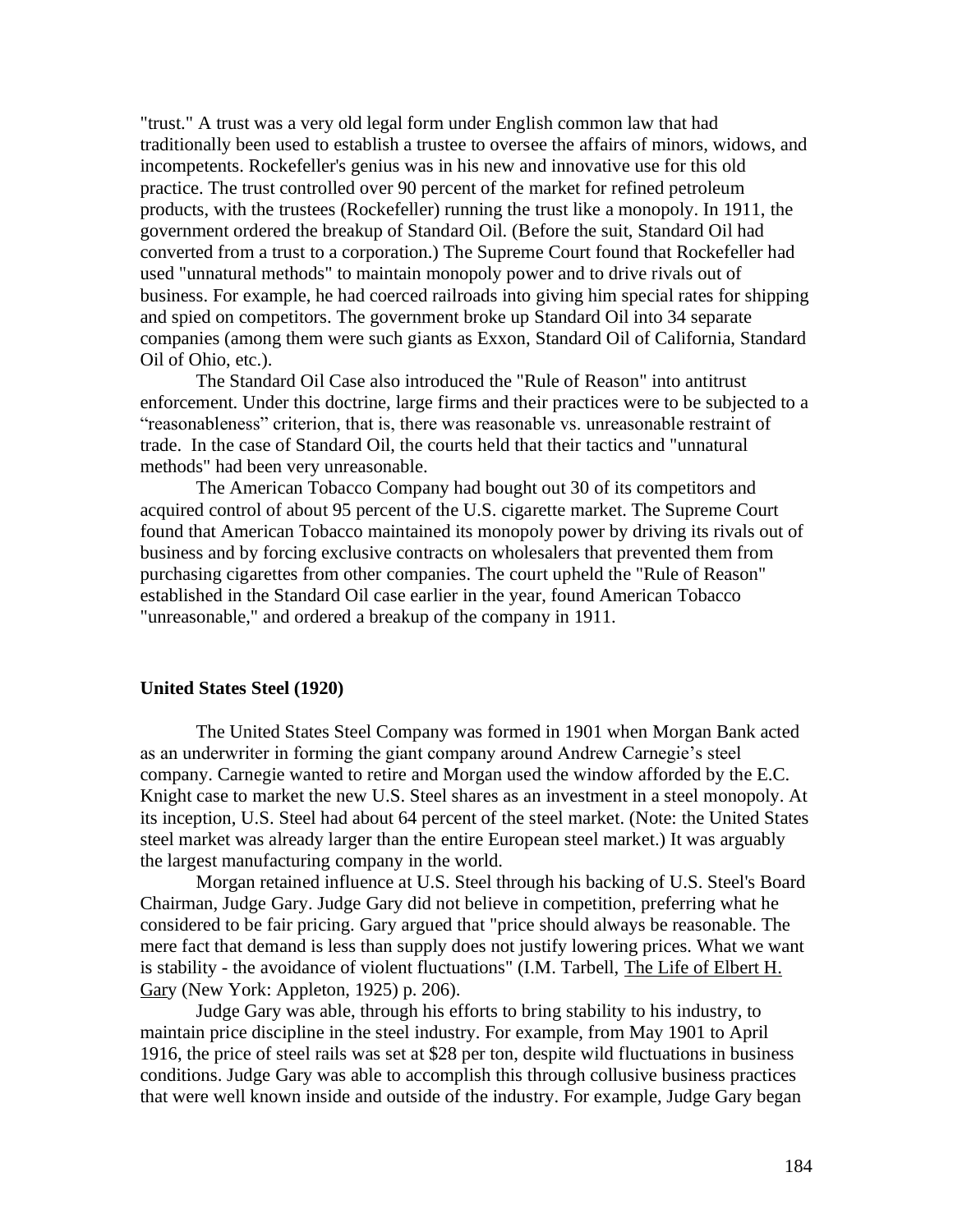"trust." A trust was a very old legal form under English common law that had traditionally been used to establish a trustee to oversee the affairs of minors, widows, and incompetents. Rockefeller's genius was in his new and innovative use for this old practice. The trust controlled over 90 percent of the market for refined petroleum products, with the trustees (Rockefeller) running the trust like a monopoly. In 1911, the government ordered the breakup of Standard Oil. (Before the suit, Standard Oil had converted from a trust to a corporation.) The Supreme Court found that Rockefeller had used "unnatural methods" to maintain monopoly power and to drive rivals out of business. For example, he had coerced railroads into giving him special rates for shipping and spied on competitors. The government broke up Standard Oil into 34 separate companies (among them were such giants as Exxon, Standard Oil of California, Standard Oil of Ohio, etc.).

The Standard Oil Case also introduced the "Rule of Reason" into antitrust enforcement. Under this doctrine, large firms and their practices were to be subjected to a “reasonableness” criterion, that is, there was reasonable vs. unreasonable restraint of trade. In the case of Standard Oil, the courts held that their tactics and "unnatural methods" had been very unreasonable.

The American Tobacco Company had bought out 30 of its competitors and acquired control of about 95 percent of the U.S. cigarette market. The Supreme Court found that American Tobacco maintained its monopoly power by driving its rivals out of business and by forcing exclusive contracts on wholesalers that prevented them from purchasing cigarettes from other companies. The court upheld the "Rule of Reason" established in the Standard Oil case earlier in the year, found American Tobacco "unreasonable," and ordered a breakup of the company in 1911.

**United States Steel (1920)**

The United States Steel Company was formed in 1901 when Morgan Bank acted as an underwriter in forming the giant company around Andrew Carnegie’s steel company. Carnegie wanted to retire and Morgan used the window afforded by the E.C. Knight case to market the new U.S. Steel shares as an investment in a steel monopoly. At its inception, U.S. Steel had about 64 percent of the steel market. (Note: the United States steel market was already larger than the entire European steel market.) It was arguably the largest manufacturing company in the world.

Morgan retained influence at U.S. Steel through his backing of U.S. Steel's Board Chairman, Judge Gary. Judge Gary did not believe in competition, preferring what he considered to be fair pricing. Gary argued that "price should always be reasonable. The mere fact that demand is less than supply does not justify lowering prices. What we want is stability - the avoidance of violent fluctuations" (I.M. Tarbell, The Life of Elbert H. Gary (New York: Appleton, 1925) p. 206).

Judge Gary was able, through his efforts to bring stability to his industry, to maintain price discipline in the steel industry. For example, from May 1901 to April 1916, the price of steel rails was set at $28 per ton, despite wild fluctuations in business conditions. Judge Gary was able to accomplish this through collusive business practices that were well known inside and outside of the industry. For example, Judge Gary began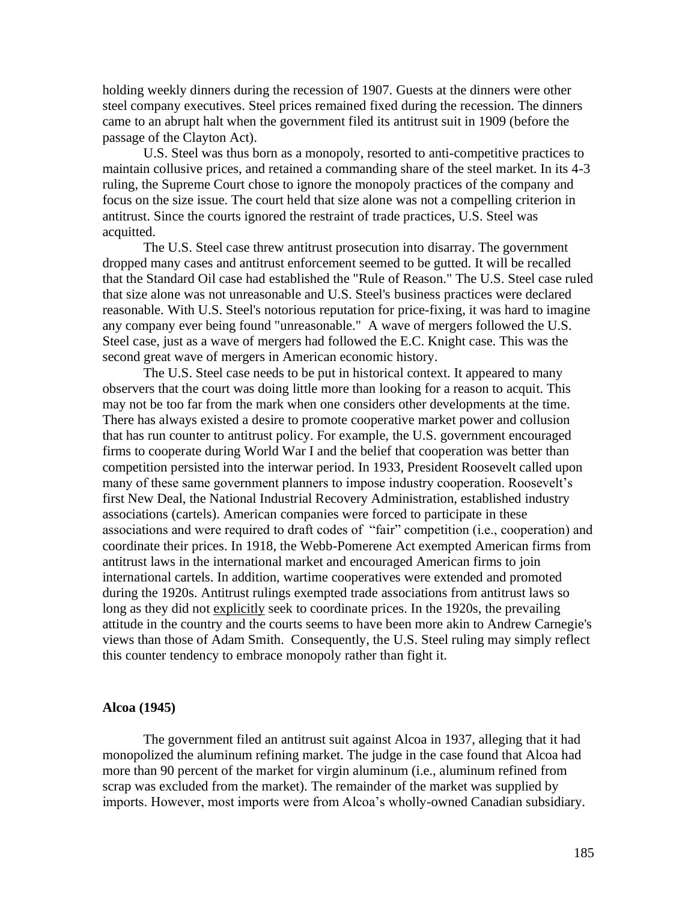holding weekly dinners during the recession of 1907. Guests at the dinners were other steel company executives. Steel prices remained fixed during the recession. The dinners came to an abrupt halt when the government filed its antitrust suit in 1909 (before the passage of the Clayton Act).

U.S. Steel was thus born as a monopoly, resorted to anti-competitive practices to maintain collusive prices, and retained a commanding share of the steel market. In its 4-3 ruling, the Supreme Court chose to ignore the monopoly practices of the company and focus on the size issue. The court held that size alone was not a compelling criterion in antitrust. Since the courts ignored the restraint of trade practices, U.S. Steel was acquitted.

The U.S. Steel case threw antitrust prosecution into disarray. The government dropped many cases and antitrust enforcement seemed to be gutted. It will be recalled that the Standard Oil case had established the "Rule of Reason." The U.S. Steel case ruled that size alone was not unreasonable and U.S. Steel's business practices were declared reasonable. With U.S. Steel's notorious reputation for price-fixing, it was hard to imagine any company ever being found "unreasonable." A wave of mergers followed the U.S. Steel case, just as a wave of mergers had followed the E.C. Knight case. This was the second great wave of mergers in American economic history.

The U.S. Steel case needs to be put in historical context. It appeared to many observers that the court was doing little more than looking for a reason to acquit. This may not be too far from the mark when one considers other developments at the time. There has always existed a desire to promote cooperative market power and collusion that has run counter to antitrust policy. For example, the U.S. government encouraged firms to cooperate during World War I and the belief that cooperation was better than competition persisted into the interwar period. In 1933, President Roosevelt called upon many of these same government planners to impose industry cooperation. Roosevelt's first New Deal, the National Industrial Recovery Administration, established industry associations (cartels). American companies were forced to participate in these associations and were required to draft codes of "fair" competition (i.e., cooperation) and coordinate their prices. In 1918, the Webb-Pomerene Act exempted American firms from antitrust laws in the international market and encouraged American firms to join international cartels. In addition, wartime cooperatives were extended and promoted during the 1920s. Antitrust rulings exempted trade associations from antitrust laws so long as they did not explicitly seek to coordinate prices. In the 1920s, the prevailing attitude in the country and the courts seems to have been more akin to Andrew Carnegie's views than those of Adam Smith. Consequently, the U.S. Steel ruling may simply reflect this counter tendency to embrace monopoly rather than fight it.

### Alcoa (1945)

The government filed an antitrust suit against Alcoa in 1937, alleging that it had monopolized the aluminum refining market. The judge in the case found that Alcoa had more than 90 percent of the market for virgin aluminum (i.e., aluminum refined from scrap was excluded from the market). The remainder of the market was supplied by imports. However, most imports were from Alcoa's wholly-owned Canadian subsidiary.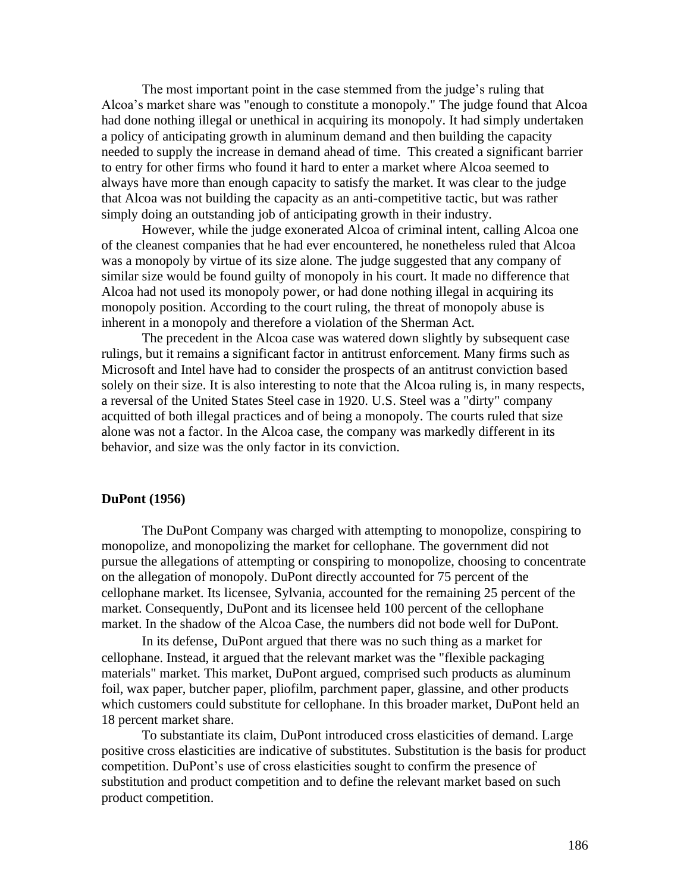The most important point in the case stemmed from the judge's ruling that Alcoa's market share was "enough to constitute a monopoly." The judge found that Alcoa had done nothing illegal or unethical in acquiring its monopoly. It had simply undertaken a policy of anticipating growth in aluminum demand and then building the capacity needed to supply the increase in demand ahead of time. This created a significant barrier to entry for other firms who found it hard to enter a market where Alcoa seemed to always have more than enough capacity to satisfy the market. It was clear to the judge that Alcoa was not building the capacity as an anti-competitive tactic, but was rather simply doing an outstanding job of anticipating growth in their industry.

However, while the judge exonerated Alcoa of criminal intent, calling Alcoa one of the cleanest companies that he had ever encountered, he nonetheless ruled that Alcoa was a monopoly by virtue of its size alone. The judge suggested that any company of similar size would be found guilty of monopoly in his court. It made no difference that Alcoa had not used its monopoly power, or had done nothing illegal in acquiring its monopoly position. According to the court ruling, the threat of monopoly abuse is inherent in a monopoly and therefore a violation of the Sherman Act.

The precedent in the Alcoa case was watered down slightly by subsequent case rulings, but it remains a significant factor in antitrust enforcement. Many firms such as Microsoft and Intel have had to consider the prospects of an antitrust conviction based solely on their size. It is also interesting to note that the Alcoa ruling is, in many respects, a reversal of the United States Steel case in 1920. U.S. Steel was a "dirty" company acquitted of both illegal practices and of being a monopoly. The courts ruled that size alone was not a factor. In the Alcoa case, the company was markedly different in its behavior, and size was the only factor in its conviction.

**DuPont (1956)**

The DuPont Company was charged with attempting to monopolize, conspiring to monopolize, and monopolizing the market for cellophane. The government did not pursue the allegations of attempting or conspiring to monopolize, choosing to concentrate on the allegation of monopoly. DuPont directly accounted for 75 percent of the cellophane market. Its licensee, Sylvania, accounted for the remaining 25 percent of the market. Consequently, DuPont and its licensee held 100 percent of the cellophane market. In the shadow of the Alcoa Case, the numbers did not bode well for DuPont.

In its defense, DuPont argued that there was no such thing as a market for cellophane. Instead, it argued that the relevant market was the "flexible packaging materials" market. This market, DuPont argued, comprised such products as aluminum foil, wax paper, butcher paper, pliofilm, parchment paper, glassine, and other products which customers could substitute for cellophane. In this broader market, DuPont held an 18 percent market share.

To substantiate its claim, DuPont introduced cross elasticities of demand. Large positive cross elasticities are indicative of substitutes. Substitution is the basis for product competition. DuPont's use of cross elasticities sought to confirm the presence of substitution and product competition and to define the relevant market based on such product competition.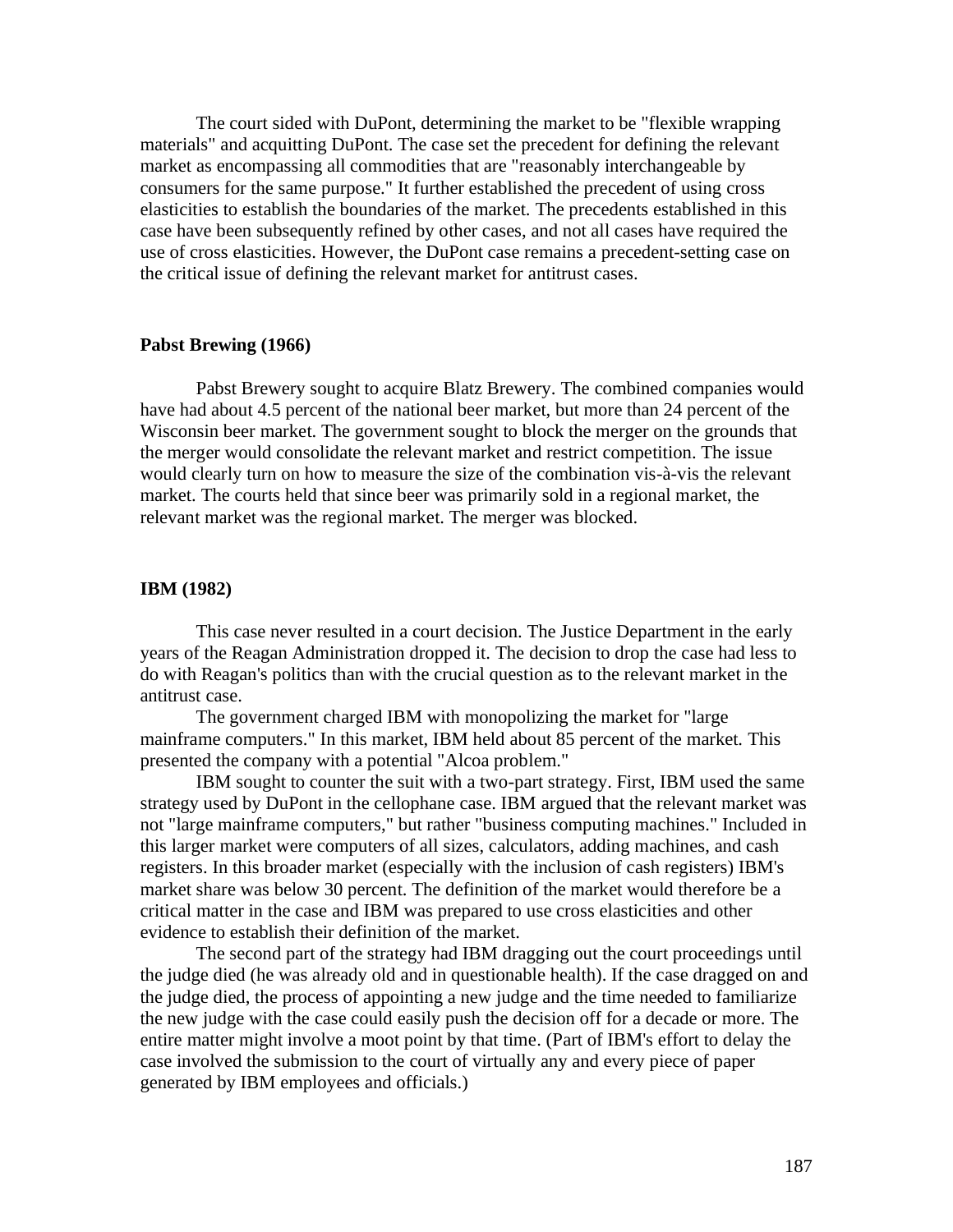The court sided with DuPont, determining the market to be "flexible wrapping materials" and acquitting DuPont. The case set the precedent for defining the relevant market as encompassing all commodities that are "reasonably interchangeable by consumers for the same purpose." It further established the precedent of using cross elasticities to establish the boundaries of the market. The precedents established in this case have been subsequently refined by other cases, and not all cases have required the use of cross elasticities. However, the DuPont case remains a precedent-setting case on the critical issue of defining the relevant market for antitrust cases.

**Pabst Brewing (1966)**

Pabst Brewery sought to acquire Blatz Brewery. The combined companies would have had about 4.5 percent of the national beer market, but more than 24 percent of the Wisconsin beer market. The government sought to block the merger on the grounds that the merger would consolidate the relevant market and restrict competition. The issue would clearly turn on how to measure the size of the combination vis-à-vis the relevant market. The courts held that since beer was primarily sold in a regional market, the relevant market was the regional market. The merger was blocked.

**IBM (1982)**

This case never resulted in a court decision. The Justice Department in the early years of the Reagan Administration dropped it. The decision to drop the case had less to do with Reagan's politics than with the crucial question as to the relevant market in the antitrust case.

The government charged IBM with monopolizing the market for "large mainframe computers." In this market, IBM held about 85 percent of the market. This presented the company with a potential "Alcoa problem."

IBM sought to counter the suit with a two-part strategy. First, IBM used the same strategy used by DuPont in the cellophane case. IBM argued that the relevant market was not "large mainframe computers," but rather "business computing machines." Included in this larger market were computers of all sizes, calculators, adding machines, and cash registers. In this broader market (especially with the inclusion of cash registers) IBM's market share was below 30 percent. The definition of the market would therefore be a critical matter in the case and IBM was prepared to use cross elasticities and other evidence to establish their definition of the market.

The second part of the strategy had IBM dragging out the court proceedings until the judge died (he was already old and in questionable health). If the case dragged on and the judge died, the process of appointing a new judge and the time needed to familiarize the new judge with the case could easily push the decision off for a decade or more. The entire matter might involve a moot point by that time. (Part of IBM's effort to delay the case involved the submission to the court of virtually any and every piece of paper generated by IBM employees and officials.)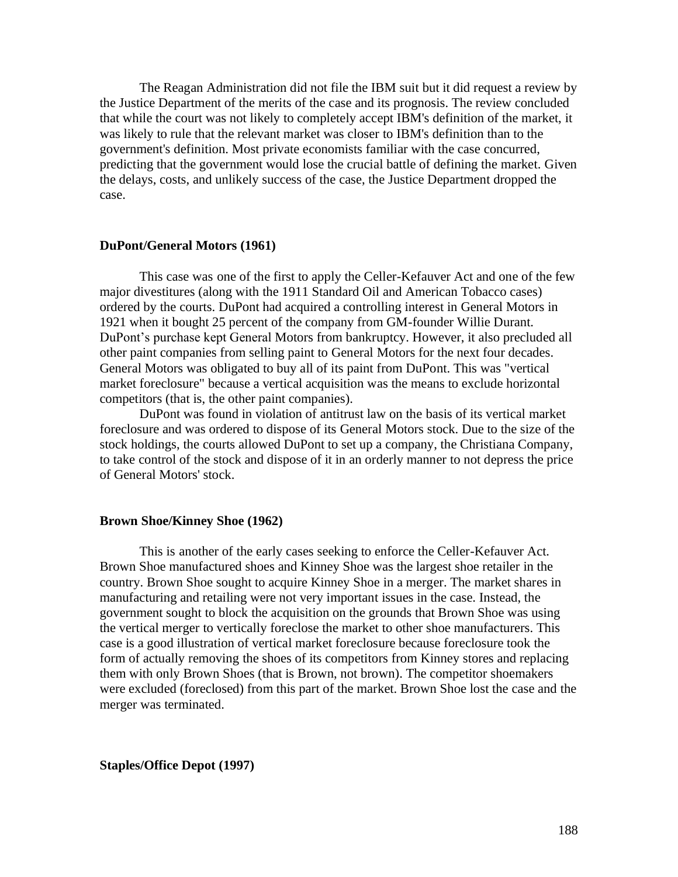The Reagan Administration did not file the IBM suit but it did request a review by the Justice Department of the merits of the case and its prognosis. The review concluded that while the court was not likely to completely accept IBM's definition of the market, it was likely to rule that the relevant market was closer to IBM's definition than to the government's definition. Most private economists familiar with the case concurred, predicting that the government would lose the crucial battle of defining the market. Given the delays, costs, and unlikely success of the case, the Justice Department dropped the case.

### DuPont/General Motors (1961)

This case was one of the first to apply the Celler-Kefauver Act and one of the few major divestitures (along with the 1911 Standard Oil and American Tobacco cases) ordered by the courts. DuPont had acquired a controlling interest in General Motors in 1921 when it bought 25 percent of the company from GM-founder Willie Durant. DuPont's purchase kept General Motors from bankruptcy. However, it also precluded all other paint companies from selling paint to General Motors for the next four decades. General Motors was obligated to buy all of its paint from DuPont. This was "vertical market foreclosure" because a vertical acquisition was the means to exclude horizontal competitors (that is, the other paint companies).

DuPont was found in violation of antitrust law on the basis of its vertical market foreclosure and was ordered to dispose of its General Motors stock. Due to the size of the stock holdings, the courts allowed DuPont to set up a company, the Christiana Company, to take control of the stock and dispose of it in an orderly manner to not depress the price of General Motors' stock.

### Brown Shoe/Kinney Shoe (1962)

This is another of the early cases seeking to enforce the Celler-Kefauver Act. Brown Shoe manufactured shoes and Kinney Shoe was the largest shoe retailer in the country. Brown Shoe sought to acquire Kinney Shoe in a merger. The market shares in manufacturing and retailing were not very important issues in the case. Instead, the government sought to block the acquisition on the grounds that Brown Shoe was using the vertical merger to vertically foreclose the market to other shoe manufacturers. This case is a good illustration of vertical market foreclosure because foreclosure took the form of actually removing the shoes of its competitors from Kinney stores and replacing them with only Brown Shoes (that is Brown, not brown). The competitor shoemakers were excluded (foreclosed) from this part of the market. Brown Shoe lost the case and the merger was terminated.

### Staples/Office Depot (1997)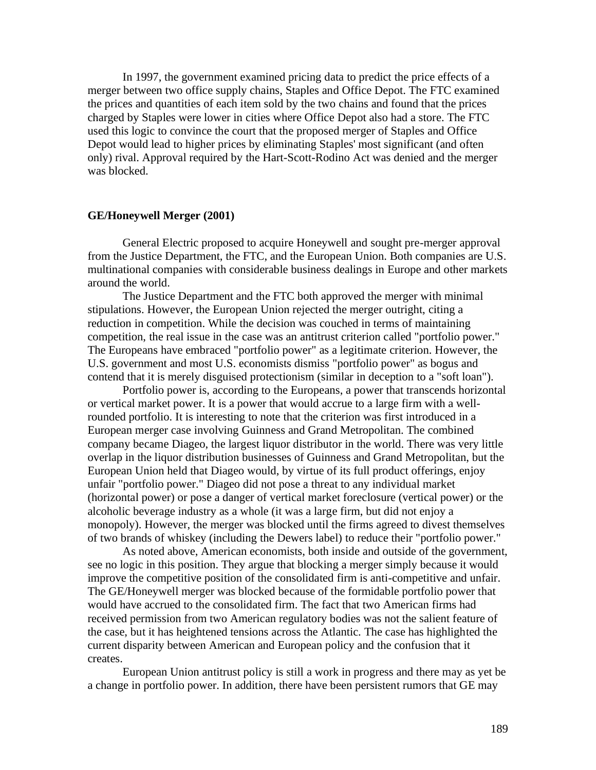In 1997, the government examined pricing data to predict the price effects of a merger between two office supply chains, Staples and Office Depot. The FTC examined the prices and quantities of each item sold by the two chains and found that the prices charged by Staples were lower in cities where Office Depot also had a store. The FTC used this logic to convince the court that the proposed merger of Staples and Office Depot would lead to higher prices by eliminating Staples' most significant (and often only) rival. Approval required by the Hart-Scott-Rodino Act was denied and the merger was blocked.

**GE/Honeywell Merger (2001)**

General Electric proposed to acquire Honeywell and sought pre-merger approval from the Justice Department, the FTC, and the European Union. Both companies are U.S. multinational companies with considerable business dealings in Europe and other markets around the world.

The Justice Department and the FTC both approved the merger with minimal stipulations. However, the European Union rejected the merger outright, citing a reduction in competition. While the decision was couched in terms of maintaining competition, the real issue in the case was an antitrust criterion called "portfolio power." The Europeans have embraced "portfolio power" as a legitimate criterion. However, the U.S. government and most U.S. economists dismiss "portfolio power" as bogus and contend that it is merely disguised protectionism (similar in deception to a "soft loan").

Portfolio power is, according to the Europeans, a power that transcends horizontal or vertical market power. It is a power that would accrue to a large firm with a well-rounded portfolio. It is interesting to note that the criterion was first introduced in a European merger case involving Guinness and Grand Metropolitan. The combined company became Diageo, the largest liquor distributor in the world. There was very little overlap in the liquor distribution businesses of Guinness and Grand Metropolitan, but the European Union held that Diageo would, by virtue of its full product offerings, enjoy unfair "portfolio power." Diageo did not pose a threat to any individual market (horizontal power) or pose a danger of vertical market foreclosure (vertical power) or the alcoholic beverage industry as a whole (it was a large firm, but did not enjoy a monopoly). However, the merger was blocked until the firms agreed to divest themselves of two brands of whiskey (including the Dewers label) to reduce their "portfolio power."

As noted above, American economists, both inside and outside of the government, see no logic in this position. They argue that blocking a merger simply because it would improve the competitive position of the consolidated firm is anti-competitive and unfair. The GE/Honeywell merger was blocked because of the formidable portfolio power that would have accrued to the consolidated firm. The fact that two American firms had received permission from two American regulatory bodies was not the salient feature of the case, but it has heightened tensions across the Atlantic. The case has highlighted the current disparity between American and European policy and the confusion that it creates.

European Union antitrust policy is still a work in progress and there may as yet be a change in portfolio power. In addition, there have been persistent rumors that GE may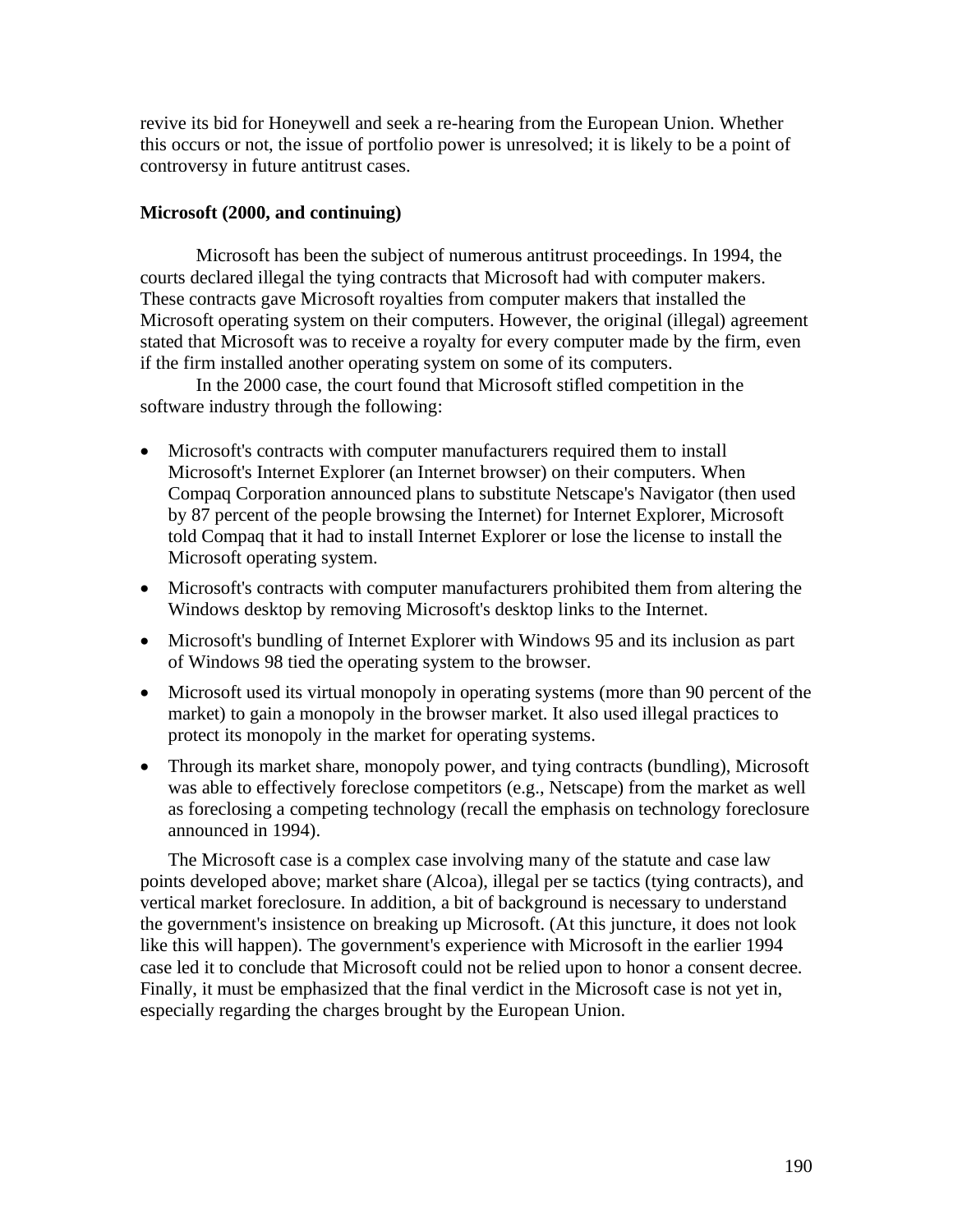revive its bid for Honeywell and seek a re-hearing from the European Union. Whether this occurs or not, the issue of portfolio power is unresolved; it is likely to be a point of controversy in future antitrust cases.

**Microsoft (2000, and continuing)**

Microsoft has been the subject of numerous antitrust proceedings. In 1994, the courts declared illegal the tying contracts that Microsoft had with computer makers. These contracts gave Microsoft royalties from computer makers that installed the Microsoft operating system on their computers. However, the original (illegal) agreement stated that Microsoft was to receive a royalty for every computer made by the firm, even if the firm installed another operating system on some of its computers.

In the 2000 case, the court found that Microsoft stifled competition in the software industry through the following:

- Microsoft's contracts with computer manufacturers required them to install Microsoft's Internet Explorer (an Internet browser) on their computers. When Compaq Corporation announced plans to substitute Netscape's Navigator (then used by 87 percent of the people browsing the Internet) for Internet Explorer, Microsoft told Compaq that it had to install Internet Explorer or lose the license to install the Microsoft operating system.
- Microsoft's contracts with computer manufacturers prohibited them from altering the Windows desktop by removing Microsoft's desktop links to the Internet.
- Microsoft's bundling of Internet Explorer with Windows 95 and its inclusion as part of Windows 98 tied the operating system to the browser.
- Microsoft used its virtual monopoly in operating systems (more than 90 percent of the market) to gain a monopoly in the browser market. It also used illegal practices to protect its monopoly in the market for operating systems.
- Through its market share, monopoly power, and tying contracts (bundling), Microsoft was able to effectively foreclose competitors (e.g., Netscape) from the market as well as foreclosing a competing technology (recall the emphasis on technology foreclosure announced in 1994).

The Microsoft case is a complex case involving many of the statute and case law points developed above; market share (Alcoa), illegal per se tactics (tying contracts), and vertical market foreclosure. In addition, a bit of background is necessary to understand the government's insistence on breaking up Microsoft. (At this juncture, it does not look like this will happen). The government's experience with Microsoft in the earlier 1994 case led it to conclude that Microsoft could not be relied upon to honor a consent decree. Finally, it must be emphasized that the final verdict in the Microsoft case is not yet in, especially regarding the charges brought by the European Union.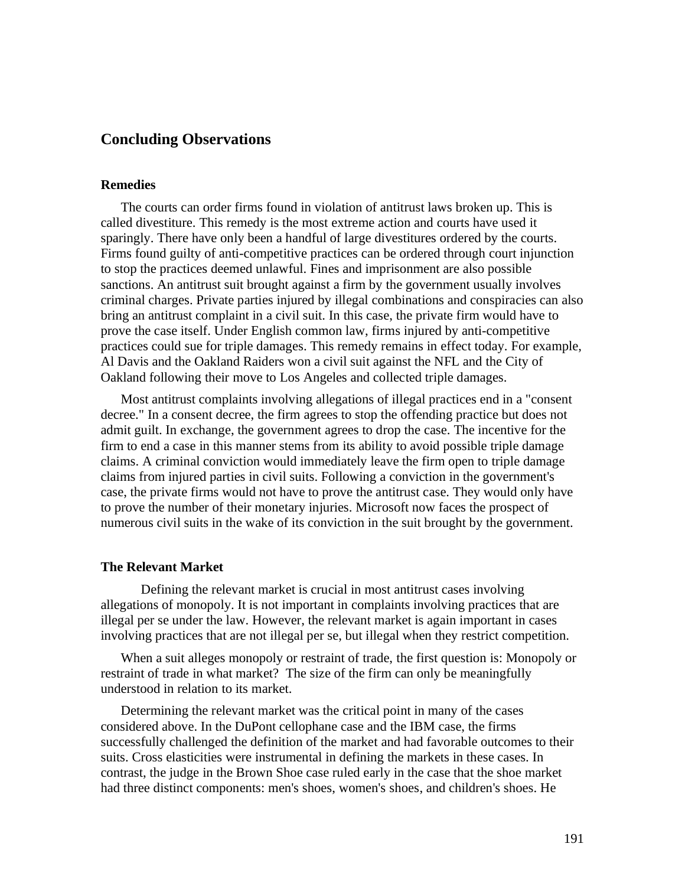## Concluding Observations

### Remedies

The courts can order firms found in violation of antitrust laws broken up. This is called divestiture. This remedy is the most extreme action and courts have used it sparingly. There have only been a handful of large divestitures ordered by the courts. Firms found guilty of anti-competitive practices can be ordered through court injunction to stop the practices deemed unlawful. Fines and imprisonment are also possible sanctions. An antitrust suit brought against a firm by the government usually involves criminal charges. Private parties injured by illegal combinations and conspiracies can also bring an antitrust complaint in a civil suit. In this case, the private firm would have to prove the case itself. Under English common law, firms injured by anti-competitive practices could sue for triple damages. This remedy remains in effect today. For example, Al Davis and the Oakland Raiders won a civil suit against the NFL and the City of Oakland following their move to Los Angeles and collected triple damages.

Most antitrust complaints involving allegations of illegal practices end in a "consent decree." In a consent decree, the firm agrees to stop the offending practice but does not admit guilt. In exchange, the government agrees to drop the case. The incentive for the firm to end a case in this manner stems from its ability to avoid possible triple damage claims. A criminal conviction would immediately leave the firm open to triple damage claims from injured parties in civil suits. Following a conviction in the government's case, the private firms would not have to prove the antitrust case. They would only have to prove the number of their monetary injuries. Microsoft now faces the prospect of numerous civil suits in the wake of its conviction in the suit brought by the government.

### The Relevant Market

Defining the relevant market is crucial in most antitrust cases involving allegations of monopoly. It is not important in complaints involving practices that are illegal per se under the law. However, the relevant market is again important in cases involving practices that are not illegal per se, but illegal when they restrict competition.

When a suit alleges monopoly or restraint of trade, the first question is: Monopoly or restraint of trade in what market? The size of the firm can only be meaningfully understood in relation to its market.

Determining the relevant market was the critical point in many of the cases considered above. In the DuPont cellophane case and the IBM case, the firms successfully challenged the definition of the market and had favorable outcomes to their suits. Cross elasticities were instrumental in defining the markets in these cases. In contrast, the judge in the Brown Shoe case ruled early in the case that the shoe market had three distinct components: men's shoes, women's shoes, and children's shoes. He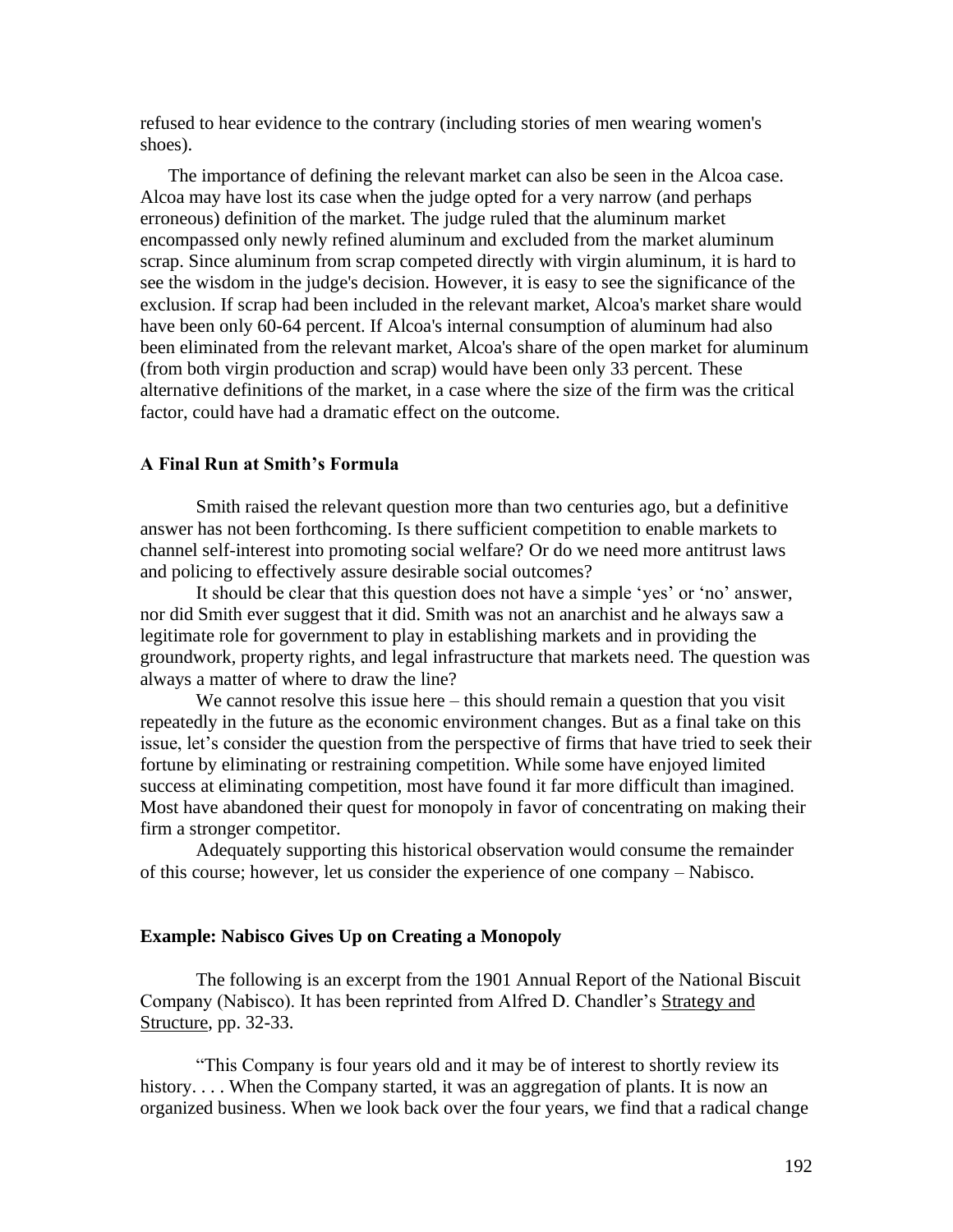refused to hear evidence to the contrary (including stories of men wearing women's shoes).

The importance of defining the relevant market can also be seen in the Alcoa case. Alcoa may have lost its case when the judge opted for a very narrow (and perhaps erroneous) definition of the market. The judge ruled that the aluminum market encompassed only newly refined aluminum and excluded from the market aluminum scrap. Since aluminum from scrap competed directly with virgin aluminum, it is hard to see the wisdom in the judge's decision. However, it is easy to see the significance of the exclusion. If scrap had been included in the relevant market, Alcoa's market share would have been only 60-64 percent. If Alcoa's internal consumption of aluminum had also been eliminated from the relevant market, Alcoa's share of the open market for aluminum (from both virgin production and scrap) would have been only 33 percent. These alternative definitions of the market, in a case where the size of the firm was the critical factor, could have had a dramatic effect on the outcome.

### A Final Run at Smith's Formula

Smith raised the relevant question more than two centuries ago, but a definitive answer has not been forthcoming. Is there sufficient competition to enable markets to channel self-interest into promoting social welfare? Or do we need more antitrust laws and policing to effectively assure desirable social outcomes?

It should be clear that this question does not have a simple 'yes' or 'no' answer, nor did Smith ever suggest that it did. Smith was not an anarchist and he always saw a legitimate role for government to play in establishing markets and in providing the groundwork, property rights, and legal infrastructure that markets need. The question was always a matter of where to draw the line?

We cannot resolve this issue here – this should remain a question that you visit repeatedly in the future as the economic environment changes. But as a final take on this issue, let's consider the question from the perspective of firms that have tried to seek their fortune by eliminating or restraining competition. While some have enjoyed limited success at eliminating competition, most have found it far more difficult than imagined. Most have abandoned their quest for monopoly in favor of concentrating on making their firm a stronger competitor.

Adequately supporting this historical observation would consume the remainder of this course; however, let us consider the experience of one company – Nabisco.

### Example: Nabisco Gives Up on Creating a Monopoly

The following is an excerpt from the 1901 Annual Report of the National Biscuit Company (Nabisco). It has been reprinted from Alfred D. Chandler's Strategy and Structure, pp. 32-33.

"This Company is four years old and it may be of interest to shortly review its history. . . . When the Company started, it was an aggregation of plants. It is now an organized business. When we look back over the four years, we find that a radical change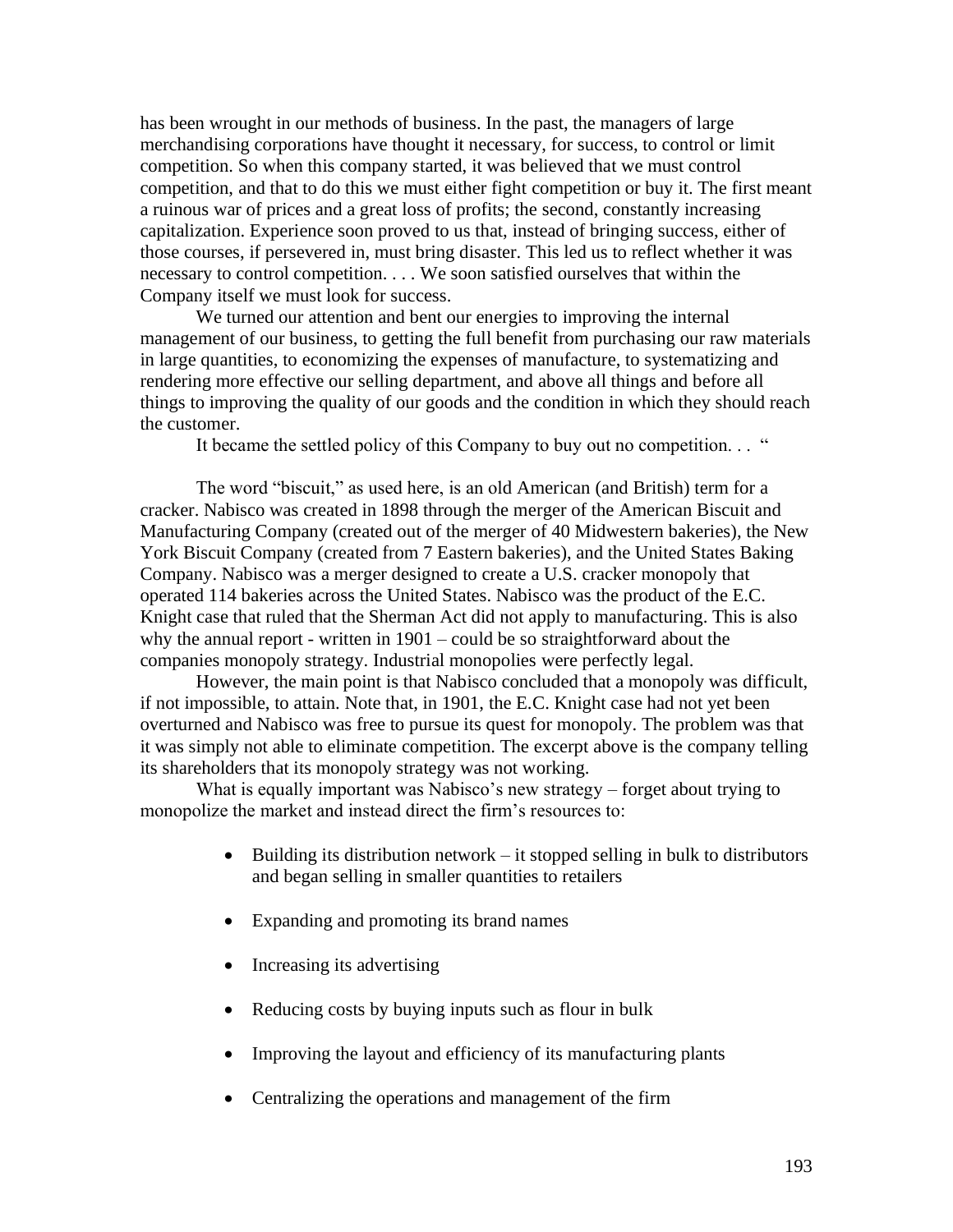has been wrought in our methods of business. In the past, the managers of large merchandising corporations have thought it necessary, for success, to control or limit competition. So when this company started, it was believed that we must control competition, and that to do this we must either fight competition or buy it. The first meant a ruinous war of prices and a great loss of profits; the second, constantly increasing capitalization. Experience soon proved to us that, instead of bringing success, either of those courses, if persevered in, must bring disaster. This led us to reflect whether it was necessary to control competition. . . . We soon satisfied ourselves that within the Company itself we must look for success.

We turned our attention and bent our energies to improving the internal management of our business, to getting the full benefit from purchasing our raw materials in large quantities, to economizing the expenses of manufacture, to systematizing and rendering more effective our selling department, and above all things and before all things to improving the quality of our goods and the condition in which they should reach the customer.

It became the settled policy of this Company to buy out no competition. . . "

The word "biscuit," as used here, is an old American (and British) term for a cracker. Nabisco was created in 1898 through the merger of the American Biscuit and Manufacturing Company (created out of the merger of 40 Midwestern bakeries), the New York Biscuit Company (created from 7 Eastern bakeries), and the United States Baking Company. Nabisco was a merger designed to create a U.S. cracker monopoly that operated 114 bakeries across the United States. Nabisco was the product of the E.C. Knight case that ruled that the Sherman Act did not apply to manufacturing. This is also why the annual report - written in 1901 – could be so straightforward about the companies monopoly strategy. Industrial monopolies were perfectly legal.

However, the main point is that Nabisco concluded that a monopoly was difficult, if not impossible, to attain. Note that, in 1901, the E.C. Knight case had not yet been overturned and Nabisco was free to pursue its quest for monopoly. The problem was that it was simply not able to eliminate competition. The excerpt above is the company telling its shareholders that its monopoly strategy was not working.

What is equally important was Nabisco's new strategy – forget about trying to monopolize the market and instead direct the firm's resources to:

- Building its distribution network – it stopped selling in bulk to distributors and began selling in smaller quantities to retailers
- Expanding and promoting its brand names
- Increasing its advertising
- Reducing costs by buying inputs such as flour in bulk
- Improving the layout and efficiency of its manufacturing plants
- Centralizing the operations and management of the firm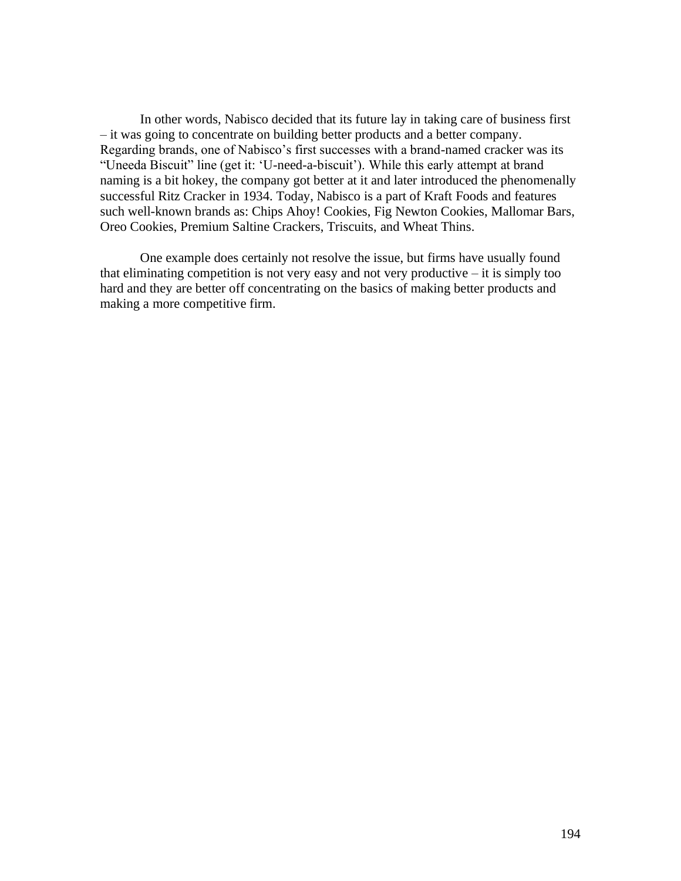In other words, Nabisco decided that its future lay in taking care of business first – it was going to concentrate on building better products and a better company. Regarding brands, one of Nabisco's first successes with a brand-named cracker was its "Uneeda Biscuit" line (get it: 'U-need-a-biscuit'). While this early attempt at brand naming is a bit hokey, the company got better at it and later introduced the phenomenally successful Ritz Cracker in 1934. Today, Nabisco is a part of Kraft Foods and features such well-known brands as: Chips Ahoy! Cookies, Fig Newton Cookies, Mallomar Bars, Oreo Cookies, Premium Saltine Crackers, Triscuits, and Wheat Thins.

One example does certainly not resolve the issue, but firms have usually found that eliminating competition is not very easy and not very productive – it is simply too hard and they are better off concentrating on the basics of making better products and making a more competitive firm.